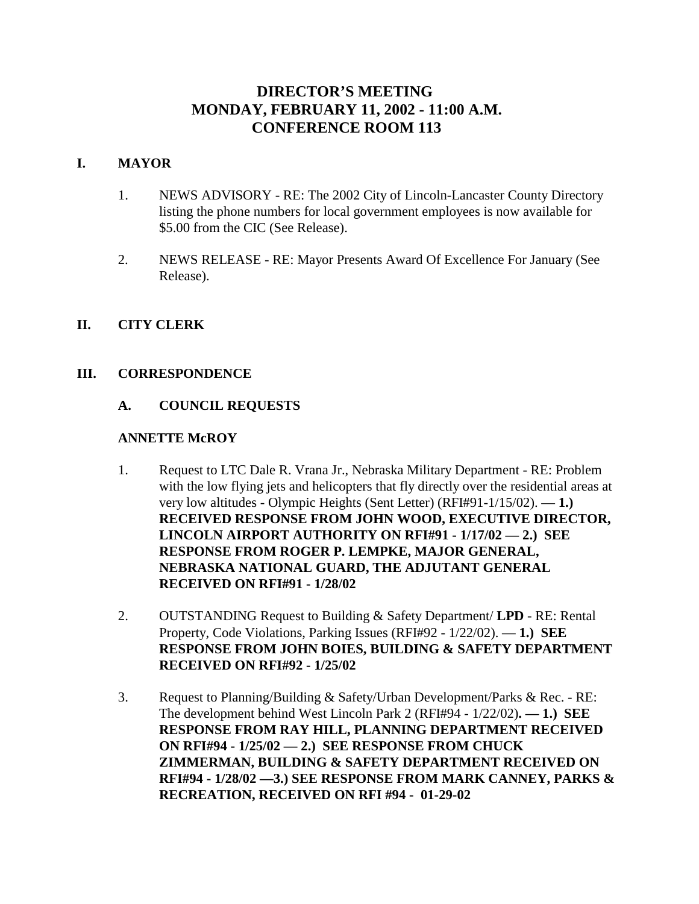# DIRECTOR'S MEETING
# MONDAY, FEBRUARY 11, 2002 - 11:00 A.M.
# CONFERENCE ROOM 113

## I. MAYOR

1. NEWS ADVISORY - RE: The 2002 City of Lincoln-Lancaster County Directory listing the phone numbers for local government employees is now available for $5.00 from the CIC (See Release).

2. NEWS RELEASE - RE: Mayor Presents Award Of Excellence For January (See Release).

## II. CITY CLERK

## III. CORRESPONDENCE

### A. COUNCIL REQUESTS

**ANNETTE McROY**

1. Request to LTC Dale R. Vrana Jr., Nebraska Military Department - RE: Problem with the low flying jets and helicopters that fly directly over the residential areas at very low altitudes - Olympic Heights (Sent Letter) (RFI#91-1/15/02). — **1.) RECEIVED RESPONSE FROM JOHN WOOD, EXECUTIVE DIRECTOR, LINCOLN AIRPORT AUTHORITY ON RFI#91 - 1/17/02 — 2.) SEE RESPONSE FROM ROGER P. LEMPKE, MAJOR GENERAL, NEBRASKA NATIONAL GUARD, THE ADJUTANT GENERAL RECEIVED ON RFI#91 - 1/28/02**

2. OUTSTANDING Request to Building & Safety Department/ **LPD** - RE: Rental Property, Code Violations, Parking Issues (RFI#92 - 1/22/02). — **1.) SEE RESPONSE FROM JOHN BOIES, BUILDING & SAFETY DEPARTMENT RECEIVED ON RFI#92 - 1/25/02**

3. Request to Planning/Building & Safety/Urban Development/Parks & Rec. - RE: The development behind West Lincoln Park 2 (RFI#94 - 1/22/02)**. — 1.) SEE RESPONSE FROM RAY HILL, PLANNING DEPARTMENT RECEIVED ON RFI#94 - 1/25/02 — 2.) SEE RESPONSE FROM CHUCK ZIMMERMAN, BUILDING & SAFETY DEPARTMENT RECEIVED ON RFI#94 - 1/28/02 —3.) SEE RESPONSE FROM MARK CANNEY, PARKS & RECREATION, RECEIVED ON RFI #94 - 01-29-02**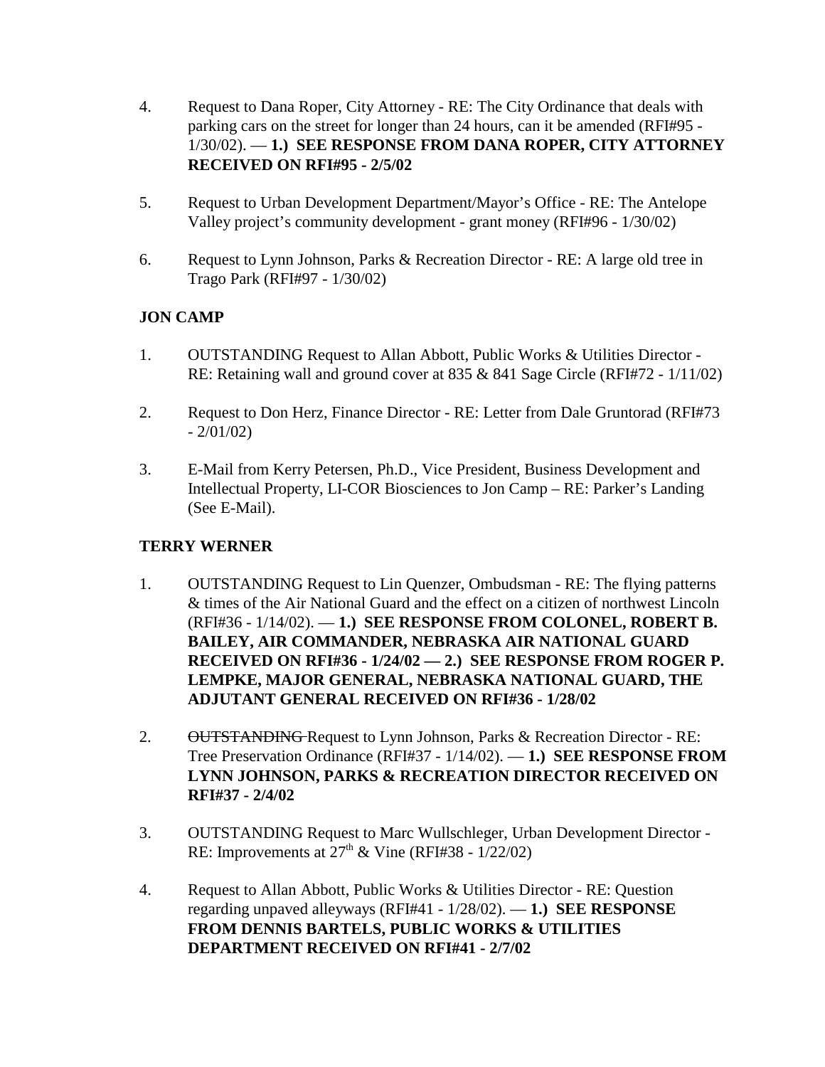4. Request to Dana Roper, City Attorney - RE: The City Ordinance that deals with parking cars on the street for longer than 24 hours, can it be amended (RFI#95 - 1/30/02). — **1.) SEE RESPONSE FROM DANA ROPER, CITY ATTORNEY RECEIVED ON RFI#95 - 2/5/02**

5. Request to Urban Development Department/Mayor's Office - RE: The Antelope Valley project's community development - grant money (RFI#96 - 1/30/02)

6. Request to Lynn Johnson, Parks & Recreation Director - RE: A large old tree in Trago Park (RFI#97 - 1/30/02)

**JON CAMP**

1. OUTSTANDING Request to Allan Abbott, Public Works & Utilities Director - RE: Retaining wall and ground cover at 835 & 841 Sage Circle (RFI#72 - 1/11/02)

2. Request to Don Herz, Finance Director - RE: Letter from Dale Gruntorad (RFI#73 - 2/01/02)

3. E-Mail from Kerry Petersen, Ph.D., Vice President, Business Development and Intellectual Property, LI-COR Biosciences to Jon Camp – RE: Parker's Landing (See E-Mail).

**TERRY WERNER**

1. OUTSTANDING Request to Lin Quenzer, Ombudsman - RE: The flying patterns & times of the Air National Guard and the effect on a citizen of northwest Lincoln (RFI#36 - 1/14/02). — **1.) SEE RESPONSE FROM COLONEL, ROBERT B. BAILEY, AIR COMMANDER, NEBRASKA AIR NATIONAL GUARD RECEIVED ON RFI#36 - 1/24/02 — 2.) SEE RESPONSE FROM ROGER P. LEMPKE, MAJOR GENERAL, NEBRASKA NATIONAL GUARD, THE ADJUTANT GENERAL RECEIVED ON RFI#36 - 1/28/02**

2. ~~OUTSTANDING~~ Request to Lynn Johnson, Parks & Recreation Director - RE: Tree Preservation Ordinance (RFI#37 - 1/14/02). — **1.) SEE RESPONSE FROM LYNN JOHNSON, PARKS & RECREATION DIRECTOR RECEIVED ON RFI#37 - 2/4/02**

3. OUTSTANDING Request to Marc Wullschleger, Urban Development Director - RE: Improvements at 27th & Vine (RFI#38 - 1/22/02)

4. Request to Allan Abbott, Public Works & Utilities Director - RE: Question regarding unpaved alleyways (RFI#41 - 1/28/02). — **1.) SEE RESPONSE FROM DENNIS BARTELS, PUBLIC WORKS & UTILITIES DEPARTMENT RECEIVED ON RFI#41 - 2/7/02**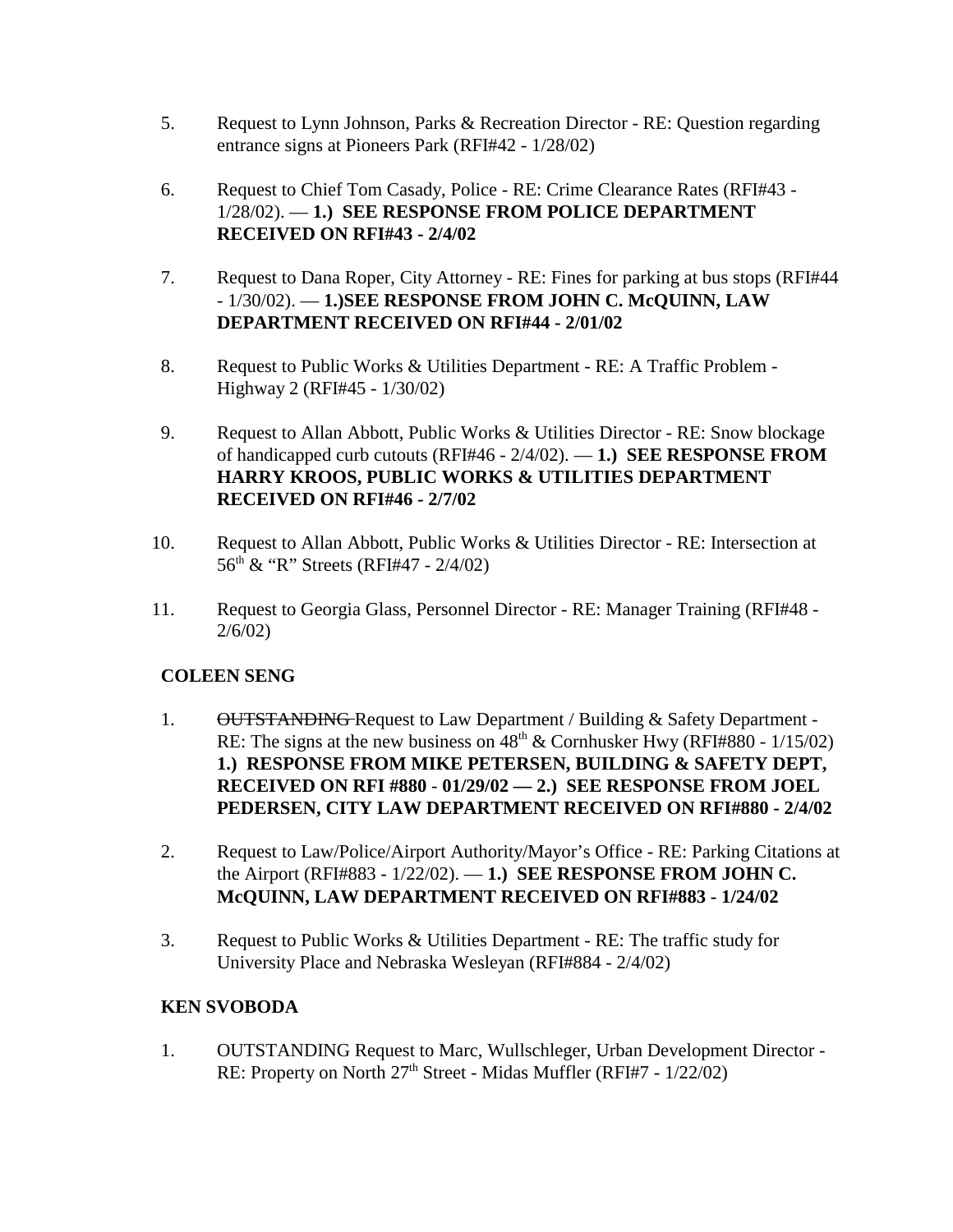5. Request to Lynn Johnson, Parks & Recreation Director - RE: Question regarding entrance signs at Pioneers Park (RFI#42 - 1/28/02)

6. Request to Chief Tom Casady, Police - RE: Crime Clearance Rates (RFI#43 - 1/28/02). — **1.) SEE RESPONSE FROM POLICE DEPARTMENT RECEIVED ON RFI#43 - 2/4/02**

7. Request to Dana Roper, City Attorney - RE: Fines for parking at bus stops (RFI#44 - 1/30/02). — **1.)SEE RESPONSE FROM JOHN C. McQUINN, LAW DEPARTMENT RECEIVED ON RFI#44 - 2/01/02**

8. Request to Public Works & Utilities Department - RE: A Traffic Problem - Highway 2 (RFI#45 - 1/30/02)

9. Request to Allan Abbott, Public Works & Utilities Director - RE: Snow blockage of handicapped curb cutouts (RFI#46 - 2/4/02). — **1.) SEE RESPONSE FROM HARRY KROOS, PUBLIC WORKS & UTILITIES DEPARTMENT RECEIVED ON RFI#46 - 2/7/02**

10. Request to Allan Abbott, Public Works & Utilities Director - RE: Intersection at 56th & "R" Streets (RFI#47 - 2/4/02)

11. Request to Georgia Glass, Personnel Director - RE: Manager Training (RFI#48 - 2/6/02)

**COLEEN SENG**

1. ~~OUTSTANDING~~ Request to Law Department / Building & Safety Department - RE: The signs at the new business on 48th & Cornhusker Hwy (RFI#880 - 1/15/02) **1.) RESPONSE FROM MIKE PETERSEN, BUILDING & SAFETY DEPT, RECEIVED ON RFI #880 - 01/29/02 — 2.) SEE RESPONSE FROM JOEL PEDERSEN, CITY LAW DEPARTMENT RECEIVED ON RFI#880 - 2/4/02**

2. Request to Law/Police/Airport Authority/Mayor's Office - RE: Parking Citations at the Airport (RFI#883 - 1/22/02). — **1.) SEE RESPONSE FROM JOHN C. McQUINN, LAW DEPARTMENT RECEIVED ON RFI#883 - 1/24/02**

3. Request to Public Works & Utilities Department - RE: The traffic study for University Place and Nebraska Wesleyan (RFI#884 - 2/4/02)

**KEN SVOBODA**

1. OUTSTANDING Request to Marc, Wullschleger, Urban Development Director - RE: Property on North 27th Street - Midas Muffler (RFI#7 - 1/22/02)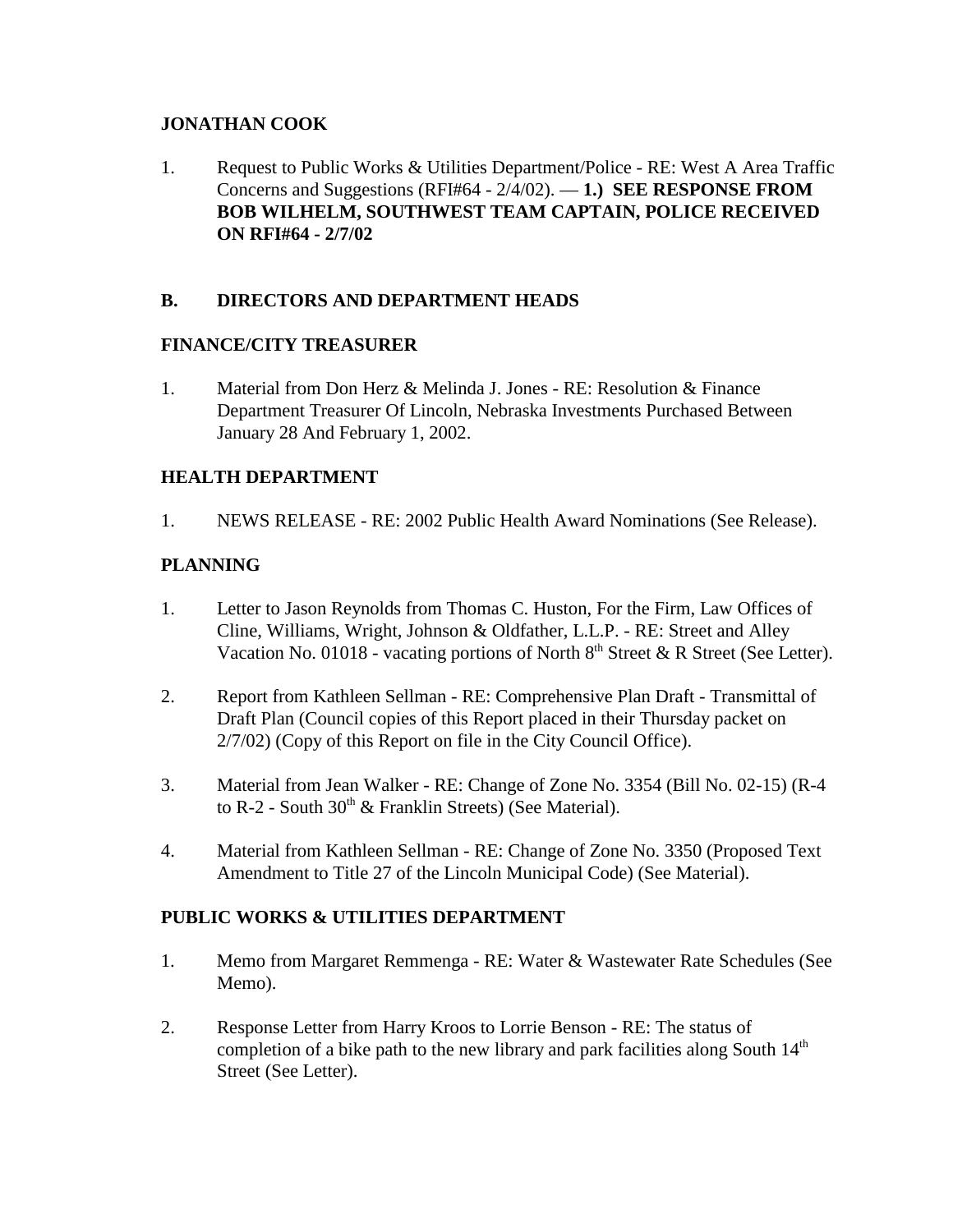**JONATHAN COOK**

1. Request to Public Works & Utilities Department/Police - RE: West A Area Traffic Concerns and Suggestions (RFI#64 - 2/4/02). — **1.) SEE RESPONSE FROM BOB WILHELM, SOUTHWEST TEAM CAPTAIN, POLICE RECEIVED ON RFI#64 - 2/7/02**

**B. DIRECTORS AND DEPARTMENT HEADS**

**FINANCE/CITY TREASURER**

1. Material from Don Herz & Melinda J. Jones - RE: Resolution & Finance Department Treasurer Of Lincoln, Nebraska Investments Purchased Between January 28 And February 1, 2002.

**HEALTH DEPARTMENT**

1. NEWS RELEASE - RE: 2002 Public Health Award Nominations (See Release).

**PLANNING**

1. Letter to Jason Reynolds from Thomas C. Huston, For the Firm, Law Offices of Cline, Williams, Wright, Johnson & Oldfather, L.L.P. - RE: Street and Alley Vacation No. 01018 - vacating portions of North 8th Street & R Street (See Letter).

2. Report from Kathleen Sellman - RE: Comprehensive Plan Draft - Transmittal of Draft Plan (Council copies of this Report placed in their Thursday packet on 2/7/02) (Copy of this Report on file in the City Council Office).

3. Material from Jean Walker - RE: Change of Zone No. 3354 (Bill No. 02-15) (R-4 to R-2 - South 30th & Franklin Streets) (See Material).

4. Material from Kathleen Sellman - RE: Change of Zone No. 3350 (Proposed Text Amendment to Title 27 of the Lincoln Municipal Code) (See Material).

**PUBLIC WORKS & UTILITIES DEPARTMENT**

1. Memo from Margaret Remmenga - RE: Water & Wastewater Rate Schedules (See Memo).

2. Response Letter from Harry Kroos to Lorrie Benson - RE: The status of completion of a bike path to the new library and park facilities along South 14th Street (See Letter).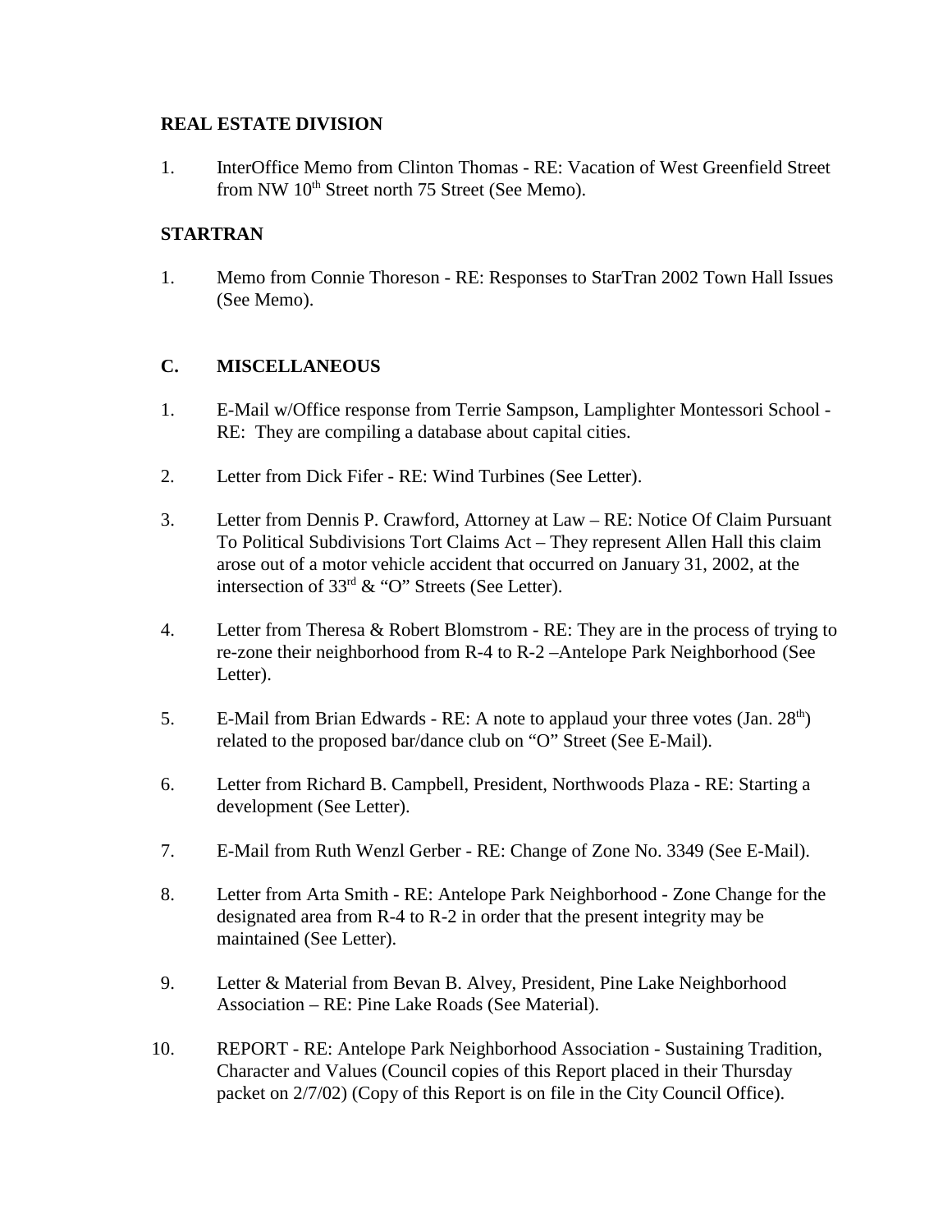**REAL ESTATE DIVISION**

1. InterOffice Memo from Clinton Thomas - RE: Vacation of West Greenfield Street from NW 10th Street north 75 Street (See Memo).

**STARTRAN**

1. Memo from Connie Thoreson - RE: Responses to StarTran 2002 Town Hall Issues (See Memo).

**C. MISCELLANEOUS**

1. E-Mail w/Office response from Terrie Sampson, Lamplighter Montessori School - RE: They are compiling a database about capital cities.

2. Letter from Dick Fifer - RE: Wind Turbines (See Letter).

3. Letter from Dennis P. Crawford, Attorney at Law – RE: Notice Of Claim Pursuant To Political Subdivisions Tort Claims Act – They represent Allen Hall this claim arose out of a motor vehicle accident that occurred on January 31, 2002, at the intersection of 33rd & "O" Streets (See Letter).

4. Letter from Theresa & Robert Blomstrom - RE: They are in the process of trying to re-zone their neighborhood from R-4 to R-2 –Antelope Park Neighborhood (See Letter).

5. E-Mail from Brian Edwards - RE: A note to applaud your three votes (Jan. 28th) related to the proposed bar/dance club on "O" Street (See E-Mail).

6. Letter from Richard B. Campbell, President, Northwoods Plaza - RE: Starting a development (See Letter).

7. E-Mail from Ruth Wenzl Gerber - RE: Change of Zone No. 3349 (See E-Mail).

8. Letter from Arta Smith - RE: Antelope Park Neighborhood - Zone Change for the designated area from R-4 to R-2 in order that the present integrity may be maintained (See Letter).

9. Letter & Material from Bevan B. Alvey, President, Pine Lake Neighborhood Association – RE: Pine Lake Roads (See Material).

10. REPORT - RE: Antelope Park Neighborhood Association - Sustaining Tradition, Character and Values (Council copies of this Report placed in their Thursday packet on 2/7/02) (Copy of this Report is on file in the City Council Office).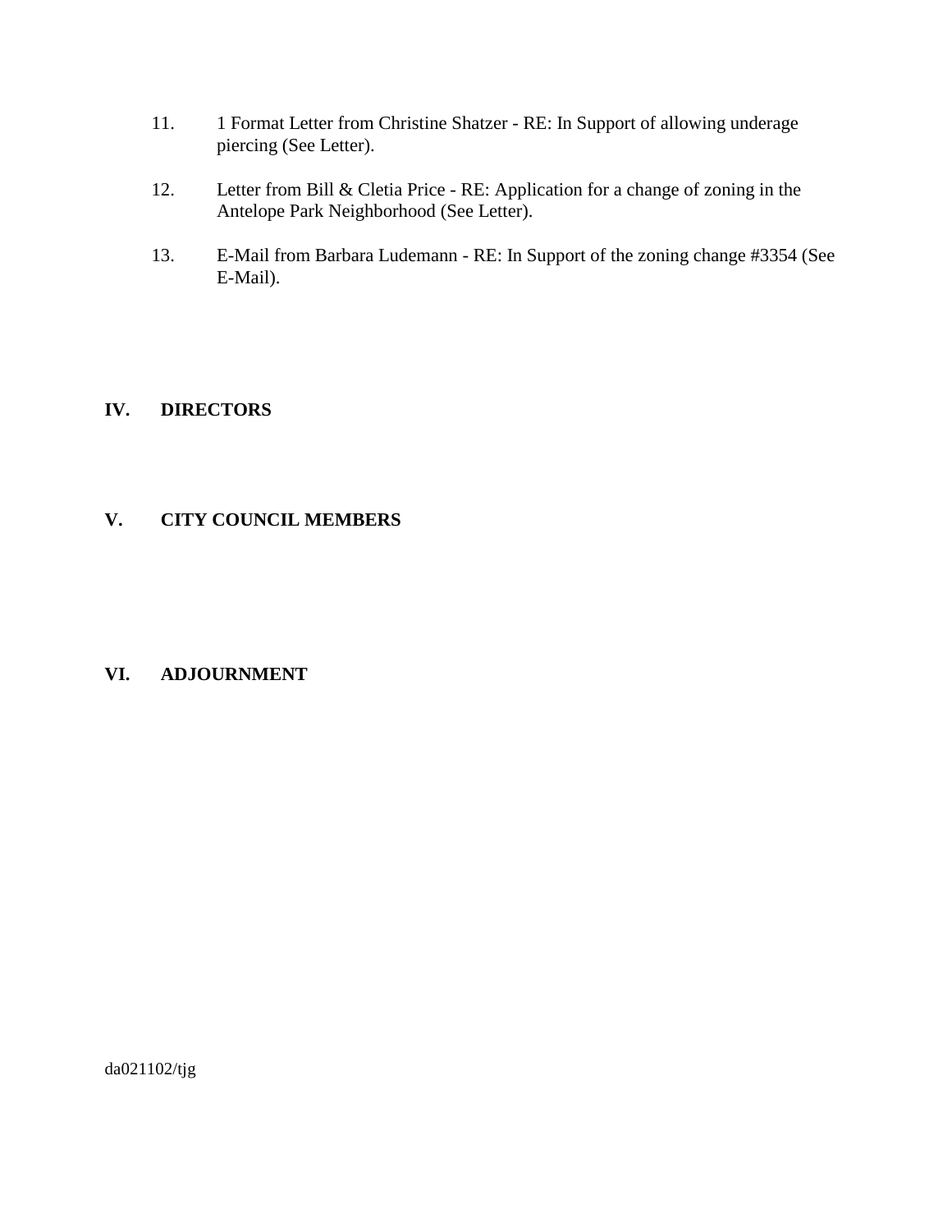11. 1 Format Letter from Christine Shatzer - RE: In Support of allowing underage piercing (See Letter).

12. Letter from Bill & Cletia Price - RE: Application for a change of zoning in the Antelope Park Neighborhood (See Letter).

13. E-Mail from Barbara Ludemann - RE: In Support of the zoning change #3354 (See E-Mail).

## IV. DIRECTORS

## V. CITY COUNCIL MEMBERS

## VI. ADJOURNMENT

da021102/tjg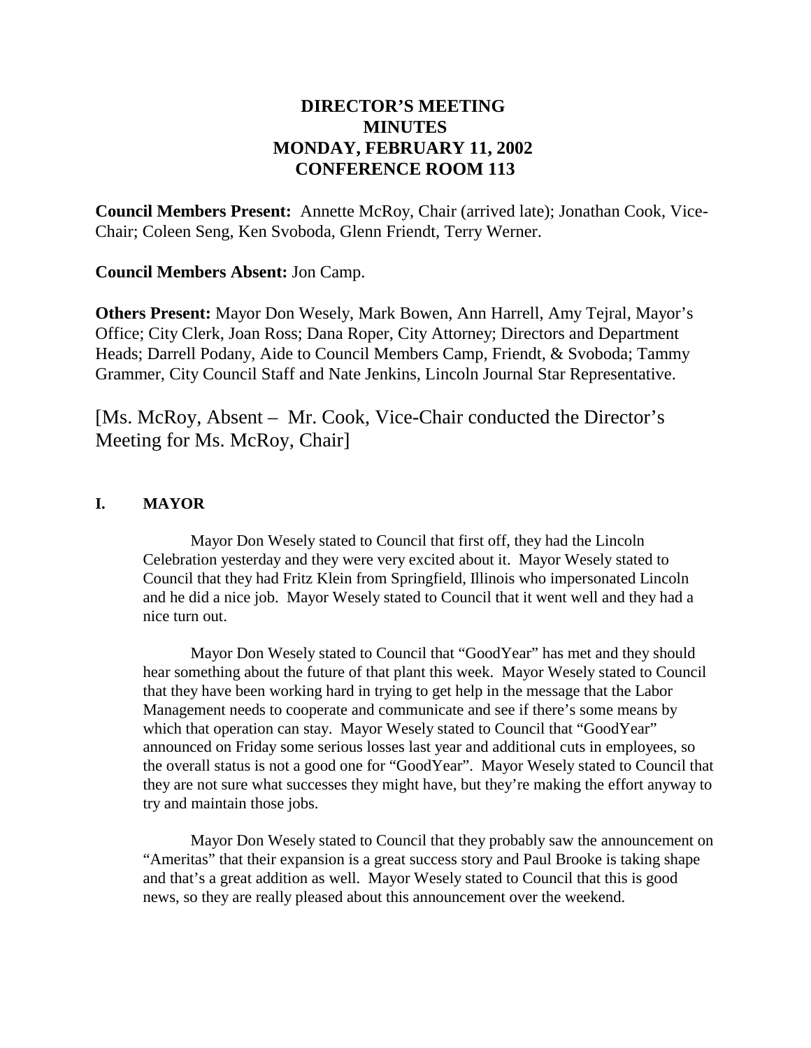# DIRECTOR'S MEETING
# MINUTES
# MONDAY, FEBRUARY 11, 2002
# CONFERENCE ROOM 113

**Council Members Present:** Annette McRoy, Chair (arrived late); Jonathan Cook, Vice-Chair; Coleen Seng, Ken Svoboda, Glenn Friendt, Terry Werner.

**Council Members Absent:** Jon Camp.

**Others Present:** Mayor Don Wesely, Mark Bowen, Ann Harrell, Amy Tejral, Mayor's Office; City Clerk, Joan Ross; Dana Roper, City Attorney; Directors and Department Heads; Darrell Podany, Aide to Council Members Camp, Friendt, & Svoboda; Tammy Grammer, City Council Staff and Nate Jenkins, Lincoln Journal Star Representative.

[Ms. McRoy, Absent – Mr. Cook, Vice-Chair conducted the Director's Meeting for Ms. McRoy, Chair]

## I. MAYOR

Mayor Don Wesely stated to Council that first off, they had the Lincoln Celebration yesterday and they were very excited about it. Mayor Wesely stated to Council that they had Fritz Klein from Springfield, Illinois who impersonated Lincoln and he did a nice job. Mayor Wesely stated to Council that it went well and they had a nice turn out.

Mayor Don Wesely stated to Council that "GoodYear" has met and they should hear something about the future of that plant this week. Mayor Wesely stated to Council that they have been working hard in trying to get help in the message that the Labor Management needs to cooperate and communicate and see if there's some means by which that operation can stay. Mayor Wesely stated to Council that "GoodYear" announced on Friday some serious losses last year and additional cuts in employees, so the overall status is not a good one for "GoodYear". Mayor Wesely stated to Council that they are not sure what successes they might have, but they're making the effort anyway to try and maintain those jobs.

Mayor Don Wesely stated to Council that they probably saw the announcement on "Ameritas" that their expansion is a great success story and Paul Brooke is taking shape and that's a great addition as well. Mayor Wesely stated to Council that this is good news, so they are really pleased about this announcement over the weekend.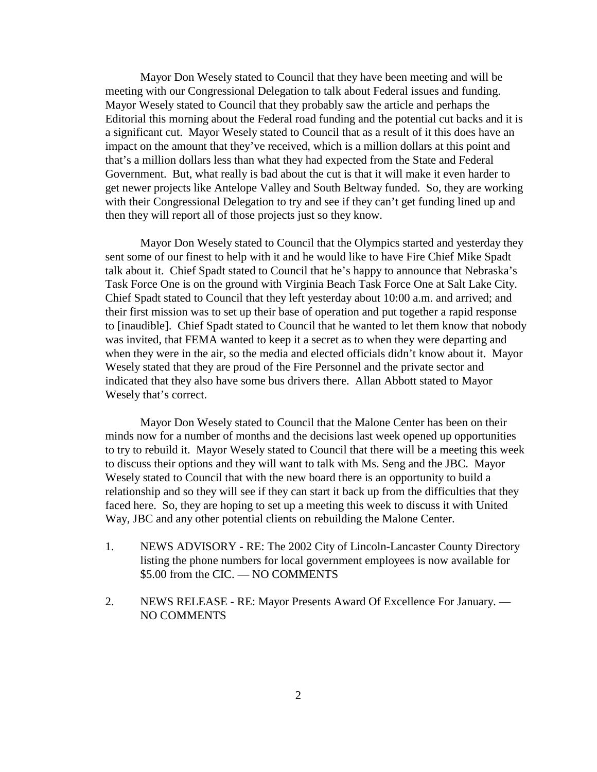Mayor Don Wesely stated to Council that they have been meeting and will be meeting with our Congressional Delegation to talk about Federal issues and funding. Mayor Wesely stated to Council that they probably saw the article and perhaps the Editorial this morning about the Federal road funding and the potential cut backs and it is a significant cut. Mayor Wesely stated to Council that as a result of it this does have an impact on the amount that they've received, which is a million dollars at this point and that's a million dollars less than what they had expected from the State and Federal Government. But, what really is bad about the cut is that it will make it even harder to get newer projects like Antelope Valley and South Beltway funded. So, they are working with their Congressional Delegation to try and see if they can't get funding lined up and then they will report all of those projects just so they know.

Mayor Don Wesely stated to Council that the Olympics started and yesterday they sent some of our finest to help with it and he would like to have Fire Chief Mike Spadt talk about it. Chief Spadt stated to Council that he's happy to announce that Nebraska's Task Force One is on the ground with Virginia Beach Task Force One at Salt Lake City. Chief Spadt stated to Council that they left yesterday about 10:00 a.m. and arrived; and their first mission was to set up their base of operation and put together a rapid response to [inaudible]. Chief Spadt stated to Council that he wanted to let them know that nobody was invited, that FEMA wanted to keep it a secret as to when they were departing and when they were in the air, so the media and elected officials didn't know about it. Mayor Wesely stated that they are proud of the Fire Personnel and the private sector and indicated that they also have some bus drivers there. Allan Abbott stated to Mayor Wesely that's correct.

Mayor Don Wesely stated to Council that the Malone Center has been on their minds now for a number of months and the decisions last week opened up opportunities to try to rebuild it. Mayor Wesely stated to Council that there will be a meeting this week to discuss their options and they will want to talk with Ms. Seng and the JBC. Mayor Wesely stated to Council that with the new board there is an opportunity to build a relationship and so they will see if they can start it back up from the difficulties that they faced here. So, they are hoping to set up a meeting this week to discuss it with United Way, JBC and any other potential clients on rebuilding the Malone Center.

1. NEWS ADVISORY - RE: The 2002 City of Lincoln-Lancaster County Directory listing the phone numbers for local government employees is now available for $5.00 from the CIC. — NO COMMENTS

2. NEWS RELEASE - RE: Mayor Presents Award Of Excellence For January. — NO COMMENTS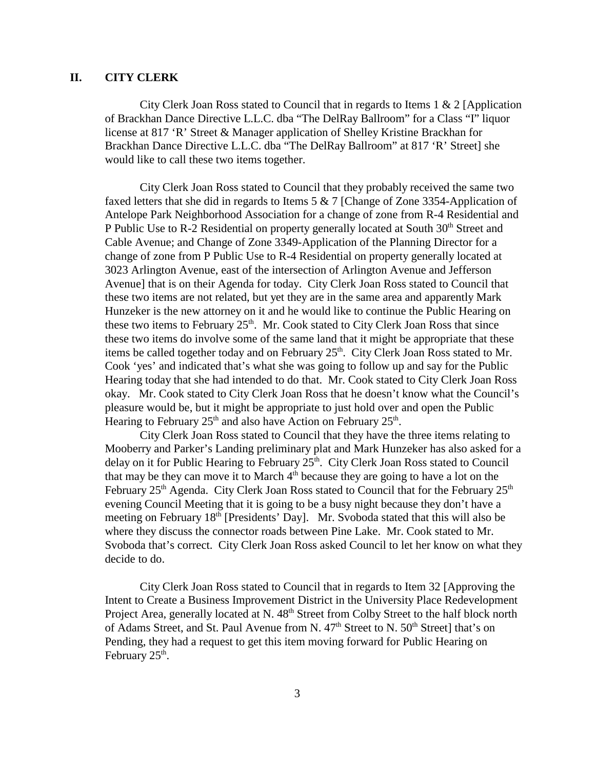## II. CITY CLERK

City Clerk Joan Ross stated to Council that in regards to Items 1 & 2 [Application of Brackhan Dance Directive L.L.C. dba "The DelRay Ballroom" for a Class "I" liquor license at 817 'R' Street & Manager application of Shelley Kristine Brackhan for Brackhan Dance Directive L.L.C. dba "The DelRay Ballroom" at 817 'R' Street] she would like to call these two items together.

City Clerk Joan Ross stated to Council that they probably received the same two faxed letters that she did in regards to Items 5 & 7 [Change of Zone 3354-Application of Antelope Park Neighborhood Association for a change of zone from R-4 Residential and P Public Use to R-2 Residential on property generally located at South 30th Street and Cable Avenue; and Change of Zone 3349-Application of the Planning Director for a change of zone from P Public Use to R-4 Residential on property generally located at 3023 Arlington Avenue, east of the intersection of Arlington Avenue and Jefferson Avenue] that is on their Agenda for today. City Clerk Joan Ross stated to Council that these two items are not related, but yet they are in the same area and apparently Mark Hunzeker is the new attorney on it and he would like to continue the Public Hearing on these two items to February 25th. Mr. Cook stated to City Clerk Joan Ross that since these two items do involve some of the same land that it might be appropriate that these items be called together today and on February 25th. City Clerk Joan Ross stated to Mr. Cook 'yes' and indicated that's what she was going to follow up and say for the Public Hearing today that she had intended to do that. Mr. Cook stated to City Clerk Joan Ross okay. Mr. Cook stated to City Clerk Joan Ross that he doesn't know what the Council's pleasure would be, but it might be appropriate to just hold over and open the Public Hearing to February 25th and also have Action on February 25th.

City Clerk Joan Ross stated to Council that they have the three items relating to Mooberry and Parker's Landing preliminary plat and Mark Hunzeker has also asked for a delay on it for Public Hearing to February 25th. City Clerk Joan Ross stated to Council that may be they can move it to March 4th because they are going to have a lot on the February 25th Agenda. City Clerk Joan Ross stated to Council that for the February 25th evening Council Meeting that it is going to be a busy night because they don't have a meeting on February 18th [Presidents' Day]. Mr. Svoboda stated that this will also be where they discuss the connector roads between Pine Lake. Mr. Cook stated to Mr. Svoboda that's correct. City Clerk Joan Ross asked Council to let her know on what they decide to do.

City Clerk Joan Ross stated to Council that in regards to Item 32 [Approving the Intent to Create a Business Improvement District in the University Place Redevelopment Project Area, generally located at N. 48th Street from Colby Street to the half block north of Adams Street, and St. Paul Avenue from N. 47th Street to N. 50th Street] that's on Pending, they had a request to get this item moving forward for Public Hearing on February 25th.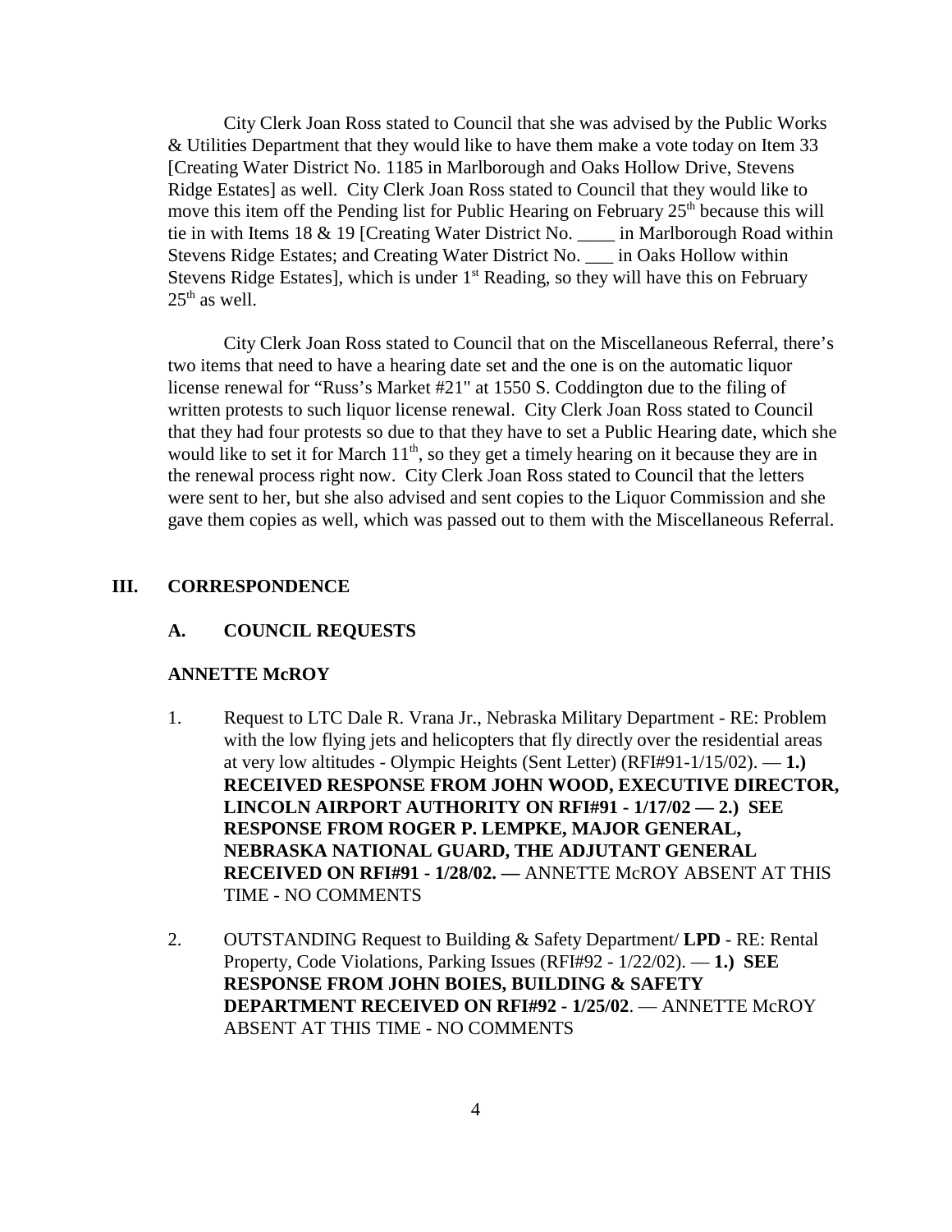City Clerk Joan Ross stated to Council that she was advised by the Public Works & Utilities Department that they would like to have them make a vote today on Item 33 [Creating Water District No. 1185 in Marlborough and Oaks Hollow Drive, Stevens Ridge Estates] as well. City Clerk Joan Ross stated to Council that they would like to move this item off the Pending list for Public Hearing on February 25th because this will tie in with Items 18 & 19 [Creating Water District No. ____ in Marlborough Road within Stevens Ridge Estates; and Creating Water District No. ___ in Oaks Hollow within Stevens Ridge Estates], which is under 1st Reading, so they will have this on February 25th as well.

City Clerk Joan Ross stated to Council that on the Miscellaneous Referral, there's two items that need to have a hearing date set and the one is on the automatic liquor license renewal for "Russ's Market #21" at 1550 S. Coddington due to the filing of written protests to such liquor license renewal. City Clerk Joan Ross stated to Council that they had four protests so due to that they have to set a Public Hearing date, which she would like to set it for March 11th, so they get a timely hearing on it because they are in the renewal process right now. City Clerk Joan Ross stated to Council that the letters were sent to her, but she also advised and sent copies to the Liquor Commission and she gave them copies as well, which was passed out to them with the Miscellaneous Referral.

## III. CORRESPONDENCE

### A. COUNCIL REQUESTS

**ANNETTE McROY**

1. Request to LTC Dale R. Vrana Jr., Nebraska Military Department - RE: Problem with the low flying jets and helicopters that fly directly over the residential areas at very low altitudes - Olympic Heights (Sent Letter) (RFI#91-1/15/02). — **1.) RECEIVED RESPONSE FROM JOHN WOOD, EXECUTIVE DIRECTOR, LINCOLN AIRPORT AUTHORITY ON RFI#91 - 1/17/02 — 2.) SEE RESPONSE FROM ROGER P. LEMPKE, MAJOR GENERAL, NEBRASKA NATIONAL GUARD, THE ADJUTANT GENERAL RECEIVED ON RFI#91 - 1/28/02. —** ANNETTE McROY ABSENT AT THIS TIME - NO COMMENTS

2. OUTSTANDING Request to Building & Safety Department/ **LPD** - RE: Rental Property, Code Violations, Parking Issues (RFI#92 - 1/22/02). — **1.) SEE RESPONSE FROM JOHN BOIES, BUILDING & SAFETY DEPARTMENT RECEIVED ON RFI#92 - 1/25/02**. — ANNETTE McROY ABSENT AT THIS TIME - NO COMMENTS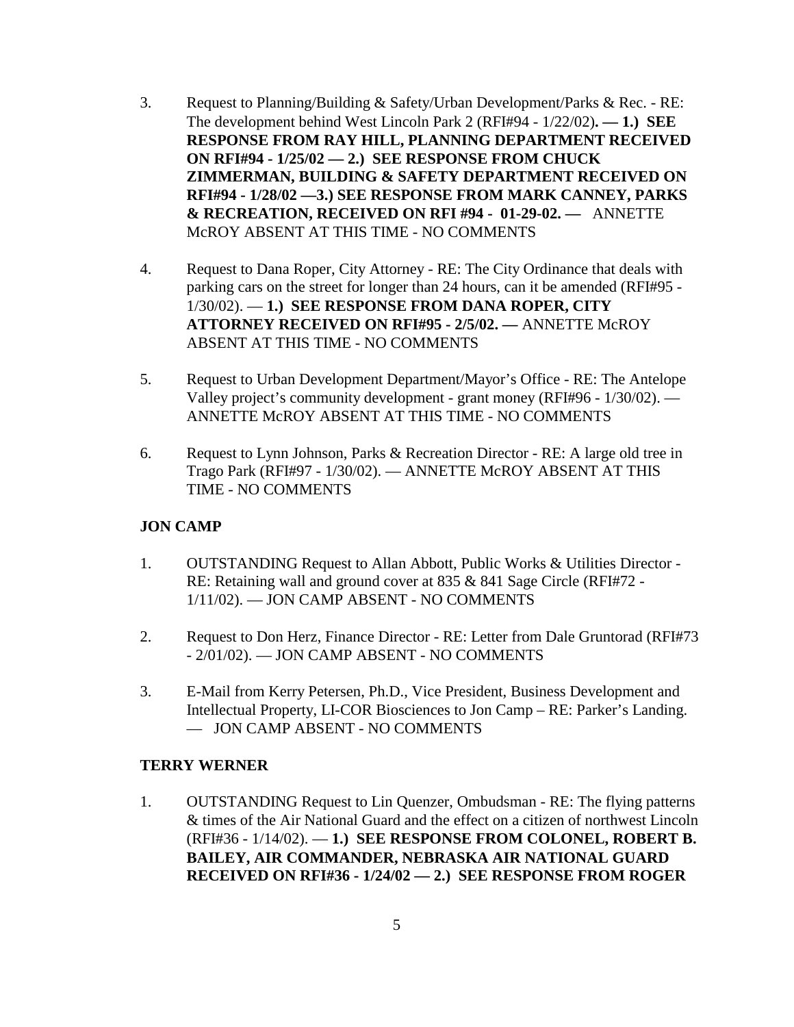3. Request to Planning/Building & Safety/Urban Development/Parks & Rec. - RE: The development behind West Lincoln Park 2 (RFI#94 - 1/22/02)**. — 1.) SEE RESPONSE FROM RAY HILL, PLANNING DEPARTMENT RECEIVED ON RFI#94 - 1/25/02 — 2.) SEE RESPONSE FROM CHUCK ZIMMERMAN, BUILDING & SAFETY DEPARTMENT RECEIVED ON RFI#94 - 1/28/02 —3.) SEE RESPONSE FROM MARK CANNEY, PARKS & RECREATION, RECEIVED ON RFI #94 - 01-29-02. —** ANNETTE McROY ABSENT AT THIS TIME - NO COMMENTS

4. Request to Dana Roper, City Attorney - RE: The City Ordinance that deals with parking cars on the street for longer than 24 hours, can it be amended (RFI#95 - 1/30/02). — **1.) SEE RESPONSE FROM DANA ROPER, CITY ATTORNEY RECEIVED ON RFI#95 - 2/5/02. —** ANNETTE McROY ABSENT AT THIS TIME - NO COMMENTS

5. Request to Urban Development Department/Mayor's Office - RE: The Antelope Valley project's community development - grant money (RFI#96 - 1/30/02). — ANNETTE McROY ABSENT AT THIS TIME - NO COMMENTS

6. Request to Lynn Johnson, Parks & Recreation Director - RE: A large old tree in Trago Park (RFI#97 - 1/30/02). — ANNETTE McROY ABSENT AT THIS TIME - NO COMMENTS

**JON CAMP**

1. OUTSTANDING Request to Allan Abbott, Public Works & Utilities Director - RE: Retaining wall and ground cover at 835 & 841 Sage Circle (RFI#72 - 1/11/02). — JON CAMP ABSENT - NO COMMENTS

2. Request to Don Herz, Finance Director - RE: Letter from Dale Gruntorad (RFI#73 - 2/01/02). — JON CAMP ABSENT - NO COMMENTS

3. E-Mail from Kerry Petersen, Ph.D., Vice President, Business Development and Intellectual Property, LI-COR Biosciences to Jon Camp – RE: Parker's Landing. — JON CAMP ABSENT - NO COMMENTS

**TERRY WERNER**

1. OUTSTANDING Request to Lin Quenzer, Ombudsman - RE: The flying patterns & times of the Air National Guard and the effect on a citizen of northwest Lincoln (RFI#36 - 1/14/02). — **1.) SEE RESPONSE FROM COLONEL, ROBERT B. BAILEY, AIR COMMANDER, NEBRASKA AIR NATIONAL GUARD RECEIVED ON RFI#36 - 1/24/02 — 2.) SEE RESPONSE FROM ROGER**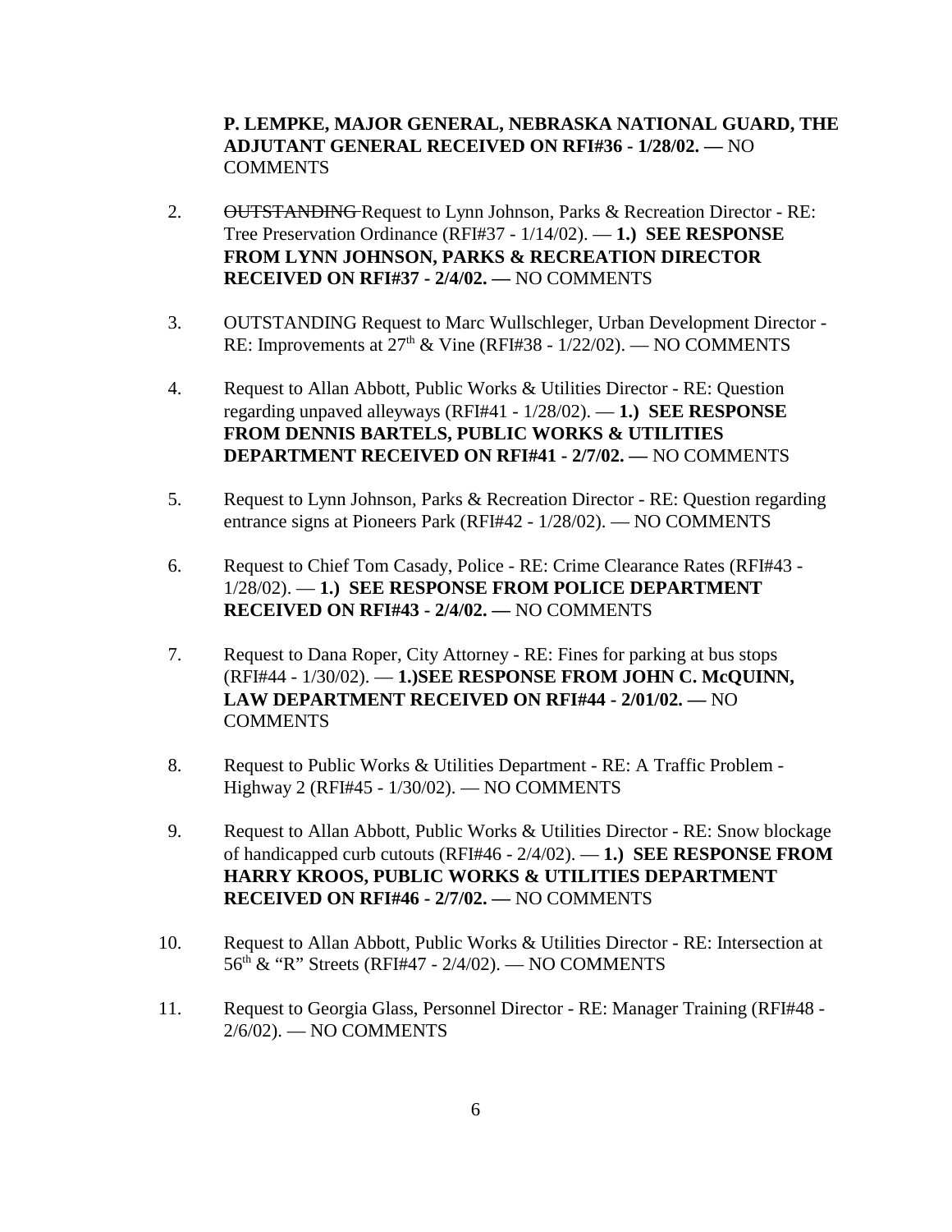**P. LEMPKE, MAJOR GENERAL, NEBRASKA NATIONAL GUARD, THE ADJUTANT GENERAL RECEIVED ON RFI#36 - 1/28/02. —** NO COMMENTS

2. ~~OUTSTANDING~~ Request to Lynn Johnson, Parks & Recreation Director - RE: Tree Preservation Ordinance (RFI#37 - 1/14/02). — **1.) SEE RESPONSE FROM LYNN JOHNSON, PARKS & RECREATION DIRECTOR RECEIVED ON RFI#37 - 2/4/02. —** NO COMMENTS

3. OUTSTANDING Request to Marc Wullschleger, Urban Development Director - RE: Improvements at 27th & Vine (RFI#38 - 1/22/02). — NO COMMENTS

4. Request to Allan Abbott, Public Works & Utilities Director - RE: Question regarding unpaved alleyways (RFI#41 - 1/28/02). — **1.) SEE RESPONSE FROM DENNIS BARTELS, PUBLIC WORKS & UTILITIES DEPARTMENT RECEIVED ON RFI#41 - 2/7/02. —** NO COMMENTS

5. Request to Lynn Johnson, Parks & Recreation Director - RE: Question regarding entrance signs at Pioneers Park (RFI#42 - 1/28/02). — NO COMMENTS

6. Request to Chief Tom Casady, Police - RE: Crime Clearance Rates (RFI#43 - 1/28/02). — **1.) SEE RESPONSE FROM POLICE DEPARTMENT RECEIVED ON RFI#43 - 2/4/02. —** NO COMMENTS

7. Request to Dana Roper, City Attorney - RE: Fines for parking at bus stops (RFI#44 - 1/30/02). — **1.)SEE RESPONSE FROM JOHN C. McQUINN, LAW DEPARTMENT RECEIVED ON RFI#44 - 2/01/02. —** NO COMMENTS

8. Request to Public Works & Utilities Department - RE: A Traffic Problem - Highway 2 (RFI#45 - 1/30/02). — NO COMMENTS

9. Request to Allan Abbott, Public Works & Utilities Director - RE: Snow blockage of handicapped curb cutouts (RFI#46 - 2/4/02). — **1.) SEE RESPONSE FROM HARRY KROOS, PUBLIC WORKS & UTILITIES DEPARTMENT RECEIVED ON RFI#46 - 2/7/02. —** NO COMMENTS

10. Request to Allan Abbott, Public Works & Utilities Director - RE: Intersection at 56th & "R" Streets (RFI#47 - 2/4/02). — NO COMMENTS

11. Request to Georgia Glass, Personnel Director - RE: Manager Training (RFI#48 - 2/6/02). — NO COMMENTS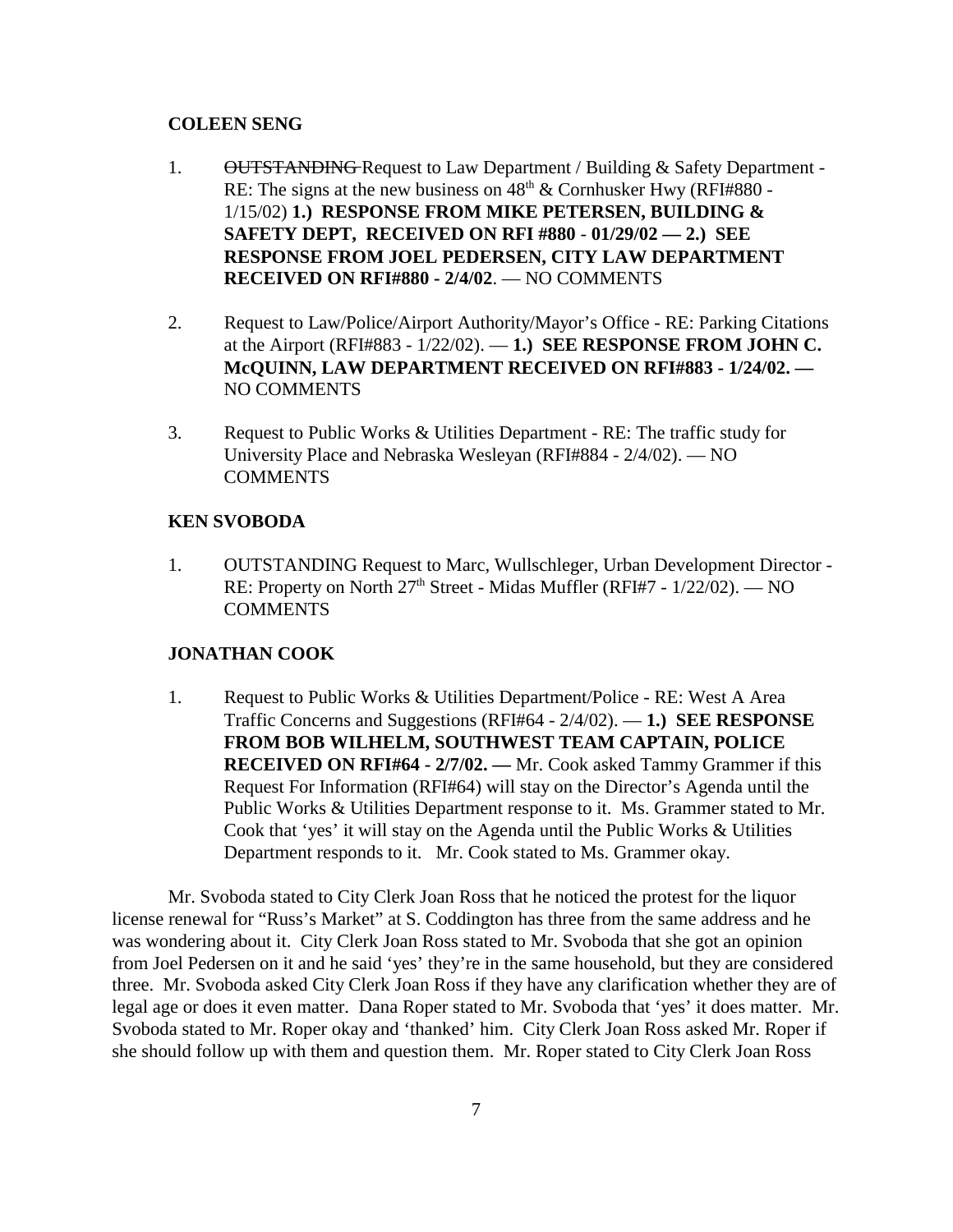**COLEEN SENG**

1. ~~OUTSTANDING~~ Request to Law Department / Building & Safety Department - RE: The signs at the new business on 48th & Cornhusker Hwy (RFI#880 - 1/15/02) **1.) RESPONSE FROM MIKE PETERSEN, BUILDING & SAFETY DEPT, RECEIVED ON RFI #880 - 01/29/02 — 2.) SEE RESPONSE FROM JOEL PEDERSEN, CITY LAW DEPARTMENT RECEIVED ON RFI#880 - 2/4/02**. — NO COMMENTS

2. Request to Law/Police/Airport Authority/Mayor's Office - RE: Parking Citations at the Airport (RFI#883 - 1/22/02). — **1.) SEE RESPONSE FROM JOHN C. McQUINN, LAW DEPARTMENT RECEIVED ON RFI#883 - 1/24/02. —** NO COMMENTS

3. Request to Public Works & Utilities Department - RE: The traffic study for University Place and Nebraska Wesleyan (RFI#884 - 2/4/02). — NO COMMENTS

**KEN SVOBODA**

1. OUTSTANDING Request to Marc, Wullschleger, Urban Development Director - RE: Property on North 27th Street - Midas Muffler (RFI#7 - 1/22/02). — NO COMMENTS

**JONATHAN COOK**

1. Request to Public Works & Utilities Department/Police - RE: West A Area Traffic Concerns and Suggestions (RFI#64 - 2/4/02). — **1.) SEE RESPONSE FROM BOB WILHELM, SOUTHWEST TEAM CAPTAIN, POLICE RECEIVED ON RFI#64 - 2/7/02. —** Mr. Cook asked Tammy Grammer if this Request For Information (RFI#64) will stay on the Director's Agenda until the Public Works & Utilities Department response to it. Ms. Grammer stated to Mr. Cook that 'yes' it will stay on the Agenda until the Public Works & Utilities Department responds to it. Mr. Cook stated to Ms. Grammer okay.

Mr. Svoboda stated to City Clerk Joan Ross that he noticed the protest for the liquor license renewal for "Russ's Market" at S. Coddington has three from the same address and he was wondering about it. City Clerk Joan Ross stated to Mr. Svoboda that she got an opinion from Joel Pedersen on it and he said 'yes' they're in the same household, but they are considered three. Mr. Svoboda asked City Clerk Joan Ross if they have any clarification whether they are of legal age or does it even matter. Dana Roper stated to Mr. Svoboda that 'yes' it does matter. Mr. Svoboda stated to Mr. Roper okay and 'thanked' him. City Clerk Joan Ross asked Mr. Roper if she should follow up with them and question them. Mr. Roper stated to City Clerk Joan Ross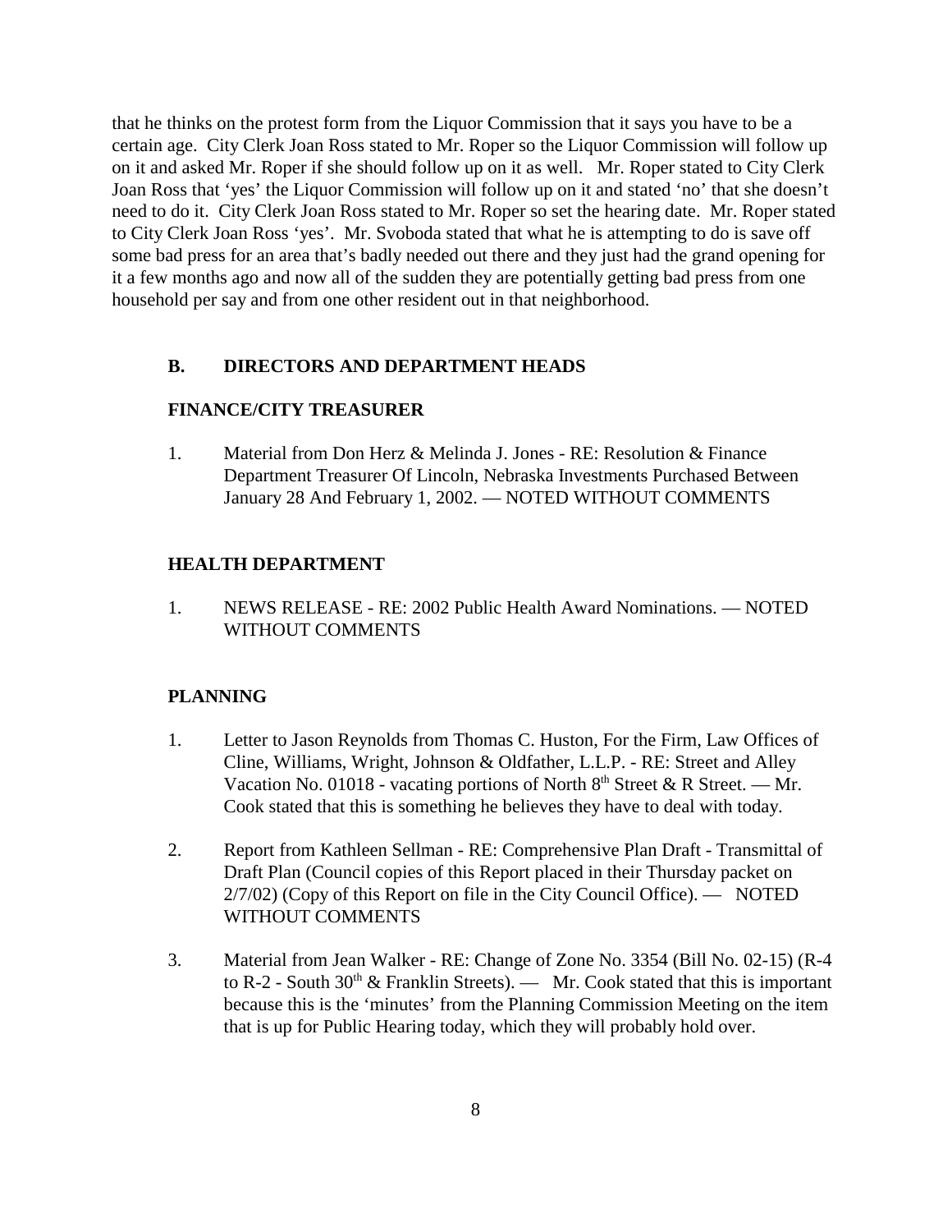that he thinks on the protest form from the Liquor Commission that it says you have to be a certain age. City Clerk Joan Ross stated to Mr. Roper so the Liquor Commission will follow up on it and asked Mr. Roper if she should follow up on it as well. Mr. Roper stated to City Clerk Joan Ross that 'yes' the Liquor Commission will follow up on it and stated 'no' that she doesn't need to do it. City Clerk Joan Ross stated to Mr. Roper so set the hearing date. Mr. Roper stated to City Clerk Joan Ross 'yes'. Mr. Svoboda stated that what he is attempting to do is save off some bad press for an area that's badly needed out there and they just had the grand opening for it a few months ago and now all of the sudden they are potentially getting bad press from one household per say and from one other resident out in that neighborhood.

**B. DIRECTORS AND DEPARTMENT HEADS**

**FINANCE/CITY TREASURER**

1. Material from Don Herz & Melinda J. Jones - RE: Resolution & Finance Department Treasurer Of Lincoln, Nebraska Investments Purchased Between January 28 And February 1, 2002. — NOTED WITHOUT COMMENTS

**HEALTH DEPARTMENT**

1. NEWS RELEASE - RE: 2002 Public Health Award Nominations. — NOTED WITHOUT COMMENTS

**PLANNING**

1. Letter to Jason Reynolds from Thomas C. Huston, For the Firm, Law Offices of Cline, Williams, Wright, Johnson & Oldfather, L.L.P. - RE: Street and Alley Vacation No. 01018 - vacating portions of North 8th Street & R Street. — Mr. Cook stated that this is something he believes they have to deal with today.

2. Report from Kathleen Sellman - RE: Comprehensive Plan Draft - Transmittal of Draft Plan (Council copies of this Report placed in their Thursday packet on 2/7/02) (Copy of this Report on file in the City Council Office). — NOTED WITHOUT COMMENTS

3. Material from Jean Walker - RE: Change of Zone No. 3354 (Bill No. 02-15) (R-4 to R-2 - South 30th & Franklin Streets). — Mr. Cook stated that this is important because this is the 'minutes' from the Planning Commission Meeting on the item that is up for Public Hearing today, which they will probably hold over.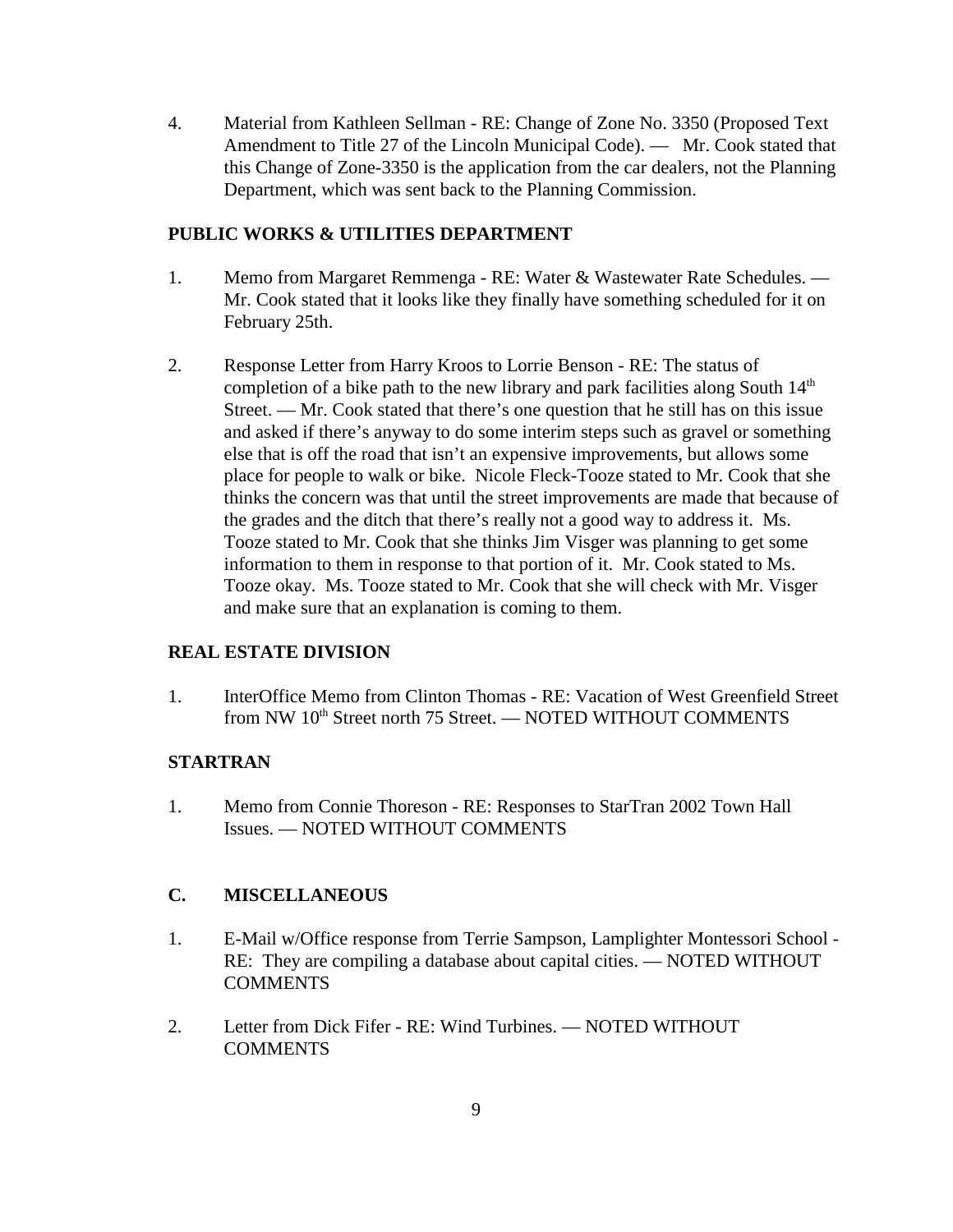4. Material from Kathleen Sellman - RE: Change of Zone No. 3350 (Proposed Text Amendment to Title 27 of the Lincoln Municipal Code). — Mr. Cook stated that this Change of Zone-3350 is the application from the car dealers, not the Planning Department, which was sent back to the Planning Commission.

**PUBLIC WORKS & UTILITIES DEPARTMENT**

1. Memo from Margaret Remmenga - RE: Water & Wastewater Rate Schedules. — Mr. Cook stated that it looks like they finally have something scheduled for it on February 25th.

2. Response Letter from Harry Kroos to Lorrie Benson - RE: The status of completion of a bike path to the new library and park facilities along South 14th Street. — Mr. Cook stated that there's one question that he still has on this issue and asked if there's anyway to do some interim steps such as gravel or something else that is off the road that isn't an expensive improvements, but allows some place for people to walk or bike. Nicole Fleck-Tooze stated to Mr. Cook that she thinks the concern was that until the street improvements are made that because of the grades and the ditch that there's really not a good way to address it. Ms. Tooze stated to Mr. Cook that she thinks Jim Visger was planning to get some information to them in response to that portion of it. Mr. Cook stated to Ms. Tooze okay. Ms. Tooze stated to Mr. Cook that she will check with Mr. Visger and make sure that an explanation is coming to them.

**REAL ESTATE DIVISION**

1. InterOffice Memo from Clinton Thomas - RE: Vacation of West Greenfield Street from NW 10th Street north 75 Street. — NOTED WITHOUT COMMENTS

**STARTRAN**

1. Memo from Connie Thoreson - RE: Responses to StarTran 2002 Town Hall Issues. — NOTED WITHOUT COMMENTS

**C. MISCELLANEOUS**

1. E-Mail w/Office response from Terrie Sampson, Lamplighter Montessori School - RE: They are compiling a database about capital cities. — NOTED WITHOUT COMMENTS

2. Letter from Dick Fifer - RE: Wind Turbines. — NOTED WITHOUT COMMENTS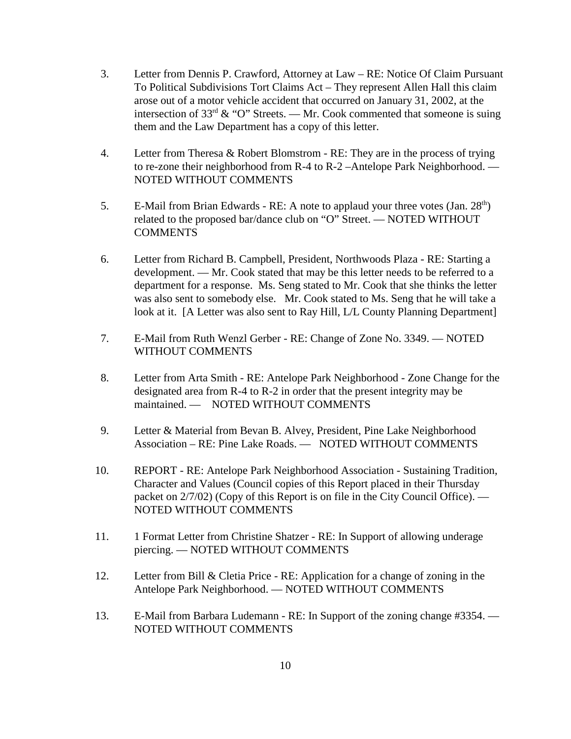3. Letter from Dennis P. Crawford, Attorney at Law – RE: Notice Of Claim Pursuant To Political Subdivisions Tort Claims Act – They represent Allen Hall this claim arose out of a motor vehicle accident that occurred on January 31, 2002, at the intersection of 33rd & "O" Streets. — Mr. Cook commented that someone is suing them and the Law Department has a copy of this letter.

4. Letter from Theresa & Robert Blomstrom - RE: They are in the process of trying to re-zone their neighborhood from R-4 to R-2 –Antelope Park Neighborhood. — NOTED WITHOUT COMMENTS

5. E-Mail from Brian Edwards - RE: A note to applaud your three votes (Jan. 28th) related to the proposed bar/dance club on "O" Street. — NOTED WITHOUT COMMENTS

6. Letter from Richard B. Campbell, President, Northwoods Plaza - RE: Starting a development. — Mr. Cook stated that may be this letter needs to be referred to a department for a response. Ms. Seng stated to Mr. Cook that she thinks the letter was also sent to somebody else. Mr. Cook stated to Ms. Seng that he will take a look at it. [A Letter was also sent to Ray Hill, L/L County Planning Department]

7. E-Mail from Ruth Wenzl Gerber - RE: Change of Zone No. 3349. — NOTED WITHOUT COMMENTS

8. Letter from Arta Smith - RE: Antelope Park Neighborhood - Zone Change for the designated area from R-4 to R-2 in order that the present integrity may be maintained. — NOTED WITHOUT COMMENTS

9. Letter & Material from Bevan B. Alvey, President, Pine Lake Neighborhood Association – RE: Pine Lake Roads. — NOTED WITHOUT COMMENTS

10. REPORT - RE: Antelope Park Neighborhood Association - Sustaining Tradition, Character and Values (Council copies of this Report placed in their Thursday packet on 2/7/02) (Copy of this Report is on file in the City Council Office). — NOTED WITHOUT COMMENTS

11. 1 Format Letter from Christine Shatzer - RE: In Support of allowing underage piercing. — NOTED WITHOUT COMMENTS

12. Letter from Bill & Cletia Price - RE: Application for a change of zoning in the Antelope Park Neighborhood. — NOTED WITHOUT COMMENTS

13. E-Mail from Barbara Ludemann - RE: In Support of the zoning change #3354. — NOTED WITHOUT COMMENTS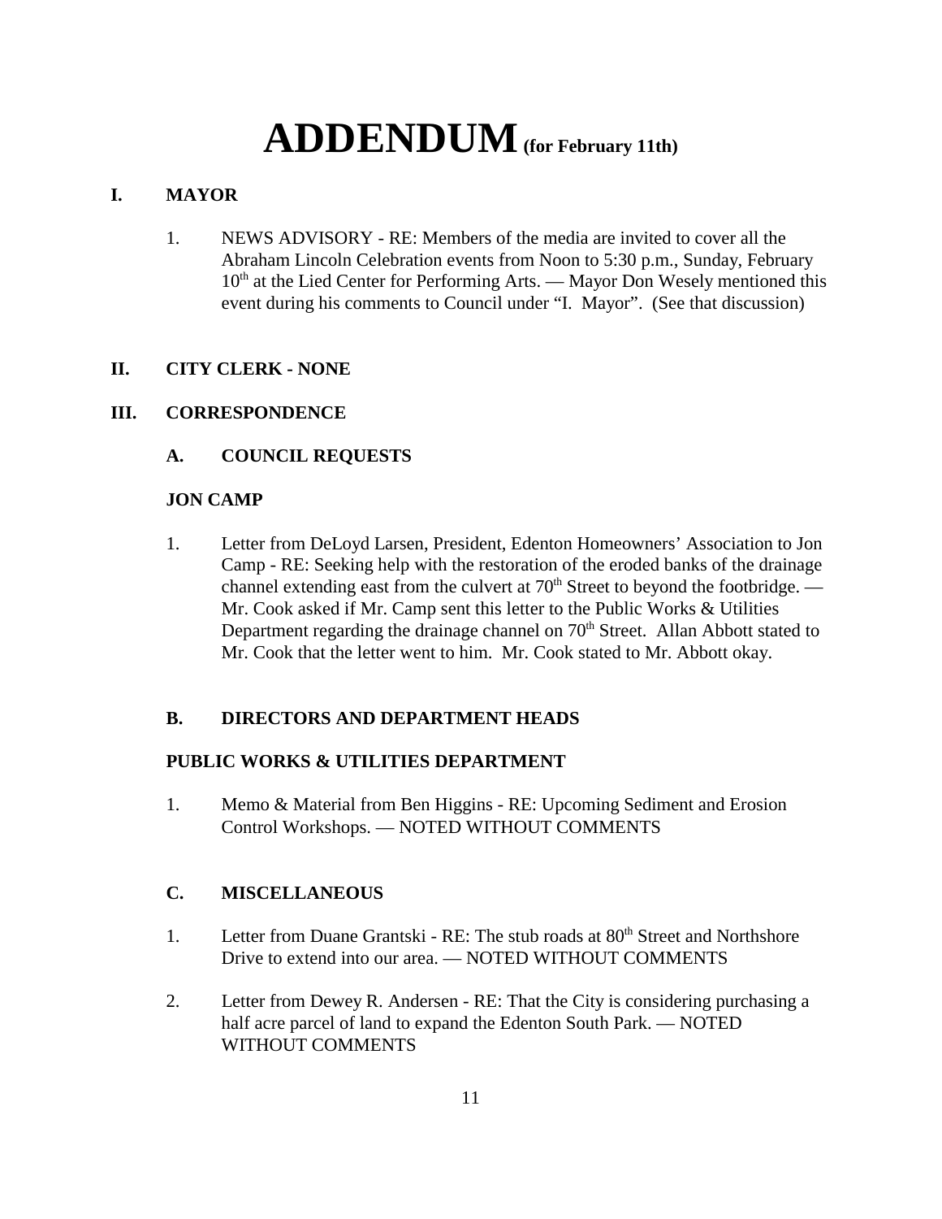# ADDENDUM (for February 11th)

## I. MAYOR

1. NEWS ADVISORY - RE: Members of the media are invited to cover all the Abraham Lincoln Celebration events from Noon to 5:30 p.m., Sunday, February 10th at the Lied Center for Performing Arts. — Mayor Don Wesely mentioned this event during his comments to Council under "I. Mayor". (See that discussion)

## II. CITY CLERK - NONE

## III. CORRESPONDENCE

### A. COUNCIL REQUESTS

**JON CAMP**

1. Letter from DeLoyd Larsen, President, Edenton Homeowners' Association to Jon Camp - RE: Seeking help with the restoration of the eroded banks of the drainage channel extending east from the culvert at 70th Street to beyond the footbridge. — Mr. Cook asked if Mr. Camp sent this letter to the Public Works & Utilities Department regarding the drainage channel on 70th Street. Allan Abbott stated to Mr. Cook that the letter went to him. Mr. Cook stated to Mr. Abbott okay.

### B. DIRECTORS AND DEPARTMENT HEADS

**PUBLIC WORKS & UTILITIES DEPARTMENT**

1. Memo & Material from Ben Higgins - RE: Upcoming Sediment and Erosion Control Workshops. — NOTED WITHOUT COMMENTS

### C. MISCELLANEOUS

1. Letter from Duane Grantski - RE: The stub roads at 80th Street and Northshore Drive to extend into our area. — NOTED WITHOUT COMMENTS

2. Letter from Dewey R. Andersen - RE: That the City is considering purchasing a half acre parcel of land to expand the Edenton South Park. — NOTED WITHOUT COMMENTS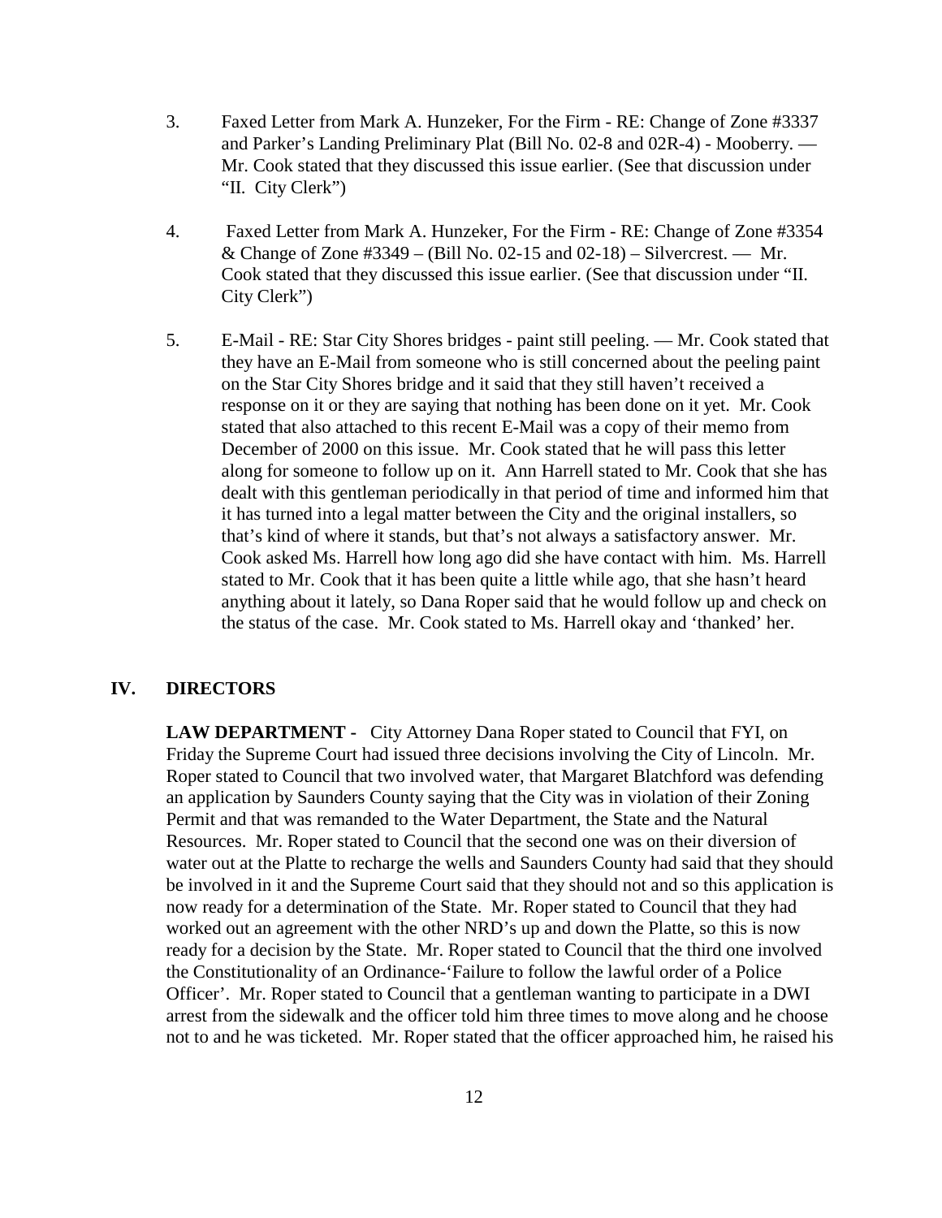3. Faxed Letter from Mark A. Hunzeker, For the Firm - RE: Change of Zone #3337 and Parker's Landing Preliminary Plat (Bill No. 02-8 and 02R-4) - Mooberry. — Mr. Cook stated that they discussed this issue earlier. (See that discussion under "II. City Clerk")

4. Faxed Letter from Mark A. Hunzeker, For the Firm - RE: Change of Zone #3354 & Change of Zone #3349 – (Bill No. 02-15 and 02-18) – Silvercrest. — Mr. Cook stated that they discussed this issue earlier. (See that discussion under "II. City Clerk")

5. E-Mail - RE: Star City Shores bridges - paint still peeling. — Mr. Cook stated that they have an E-Mail from someone who is still concerned about the peeling paint on the Star City Shores bridge and it said that they still haven't received a response on it or they are saying that nothing has been done on it yet. Mr. Cook stated that also attached to this recent E-Mail was a copy of their memo from December of 2000 on this issue. Mr. Cook stated that he will pass this letter along for someone to follow up on it. Ann Harrell stated to Mr. Cook that she has dealt with this gentleman periodically in that period of time and informed him that it has turned into a legal matter between the City and the original installers, so that's kind of where it stands, but that's not always a satisfactory answer. Mr. Cook asked Ms. Harrell how long ago did she have contact with him. Ms. Harrell stated to Mr. Cook that it has been quite a little while ago, that she hasn't heard anything about it lately, so Dana Roper said that he would follow up and check on the status of the case. Mr. Cook stated to Ms. Harrell okay and 'thanked' her.

## IV. DIRECTORS

**LAW DEPARTMENT -** City Attorney Dana Roper stated to Council that FYI, on Friday the Supreme Court had issued three decisions involving the City of Lincoln. Mr. Roper stated to Council that two involved water, that Margaret Blatchford was defending an application by Saunders County saying that the City was in violation of their Zoning Permit and that was remanded to the Water Department, the State and the Natural Resources. Mr. Roper stated to Council that the second one was on their diversion of water out at the Platte to recharge the wells and Saunders County had said that they should be involved in it and the Supreme Court said that they should not and so this application is now ready for a determination of the State. Mr. Roper stated to Council that they had worked out an agreement with the other NRD's up and down the Platte, so this is now ready for a decision by the State. Mr. Roper stated to Council that the third one involved the Constitutionality of an Ordinance-'Failure to follow the lawful order of a Police Officer'. Mr. Roper stated to Council that a gentleman wanting to participate in a DWI arrest from the sidewalk and the officer told him three times to move along and he choose not to and he was ticketed. Mr. Roper stated that the officer approached him, he raised his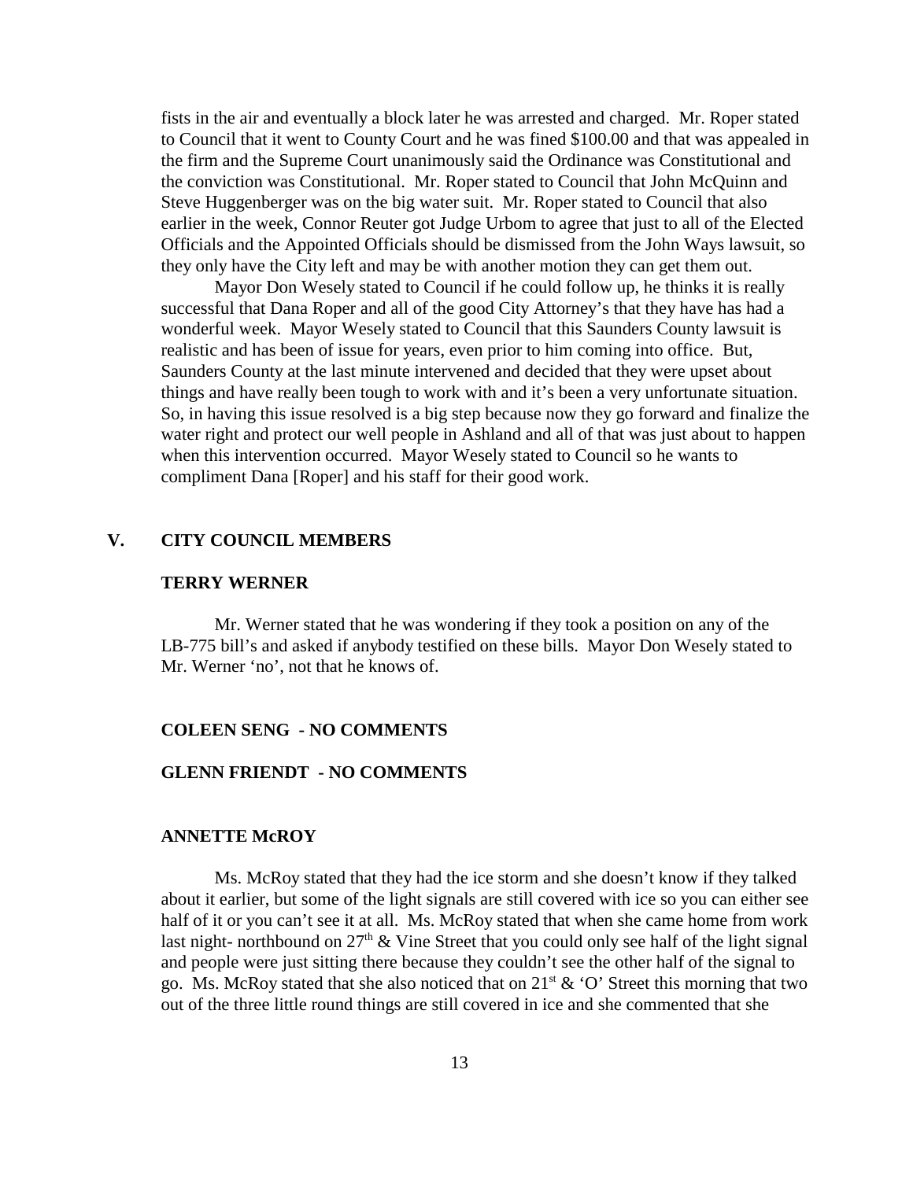fists in the air and eventually a block later he was arrested and charged. Mr. Roper stated to Council that it went to County Court and he was fined $100.00 and that was appealed in the firm and the Supreme Court unanimously said the Ordinance was Constitutional and the conviction was Constitutional. Mr. Roper stated to Council that John McQuinn and Steve Huggenberger was on the big water suit. Mr. Roper stated to Council that also earlier in the week, Connor Reuter got Judge Urbom to agree that just to all of the Elected Officials and the Appointed Officials should be dismissed from the John Ways lawsuit, so they only have the City left and may be with another motion they can get them out.

Mayor Don Wesely stated to Council if he could follow up, he thinks it is really successful that Dana Roper and all of the good City Attorney's that they have has had a wonderful week. Mayor Wesely stated to Council that this Saunders County lawsuit is realistic and has been of issue for years, even prior to him coming into office. But, Saunders County at the last minute intervened and decided that they were upset about things and have really been tough to work with and it's been a very unfortunate situation. So, in having this issue resolved is a big step because now they go forward and finalize the water right and protect our well people in Ashland and all of that was just about to happen when this intervention occurred. Mayor Wesely stated to Council so he wants to compliment Dana [Roper] and his staff for their good work.

## V. CITY COUNCIL MEMBERS

### TERRY WERNER

Mr. Werner stated that he was wondering if they took a position on any of the LB-775 bill's and asked if anybody testified on these bills. Mayor Don Wesely stated to Mr. Werner 'no', not that he knows of.

### COLEEN SENG - NO COMMENTS

### GLENN FRIENDT - NO COMMENTS

### ANNETTE McROY

Ms. McRoy stated that they had the ice storm and she doesn't know if they talked about it earlier, but some of the light signals are still covered with ice so you can either see half of it or you can't see it at all. Ms. McRoy stated that when she came home from work last night- northbound on 27th & Vine Street that you could only see half of the light signal and people were just sitting there because they couldn't see the other half of the signal to go. Ms. McRoy stated that she also noticed that on 21st & 'O' Street this morning that two out of the three little round things are still covered in ice and she commented that she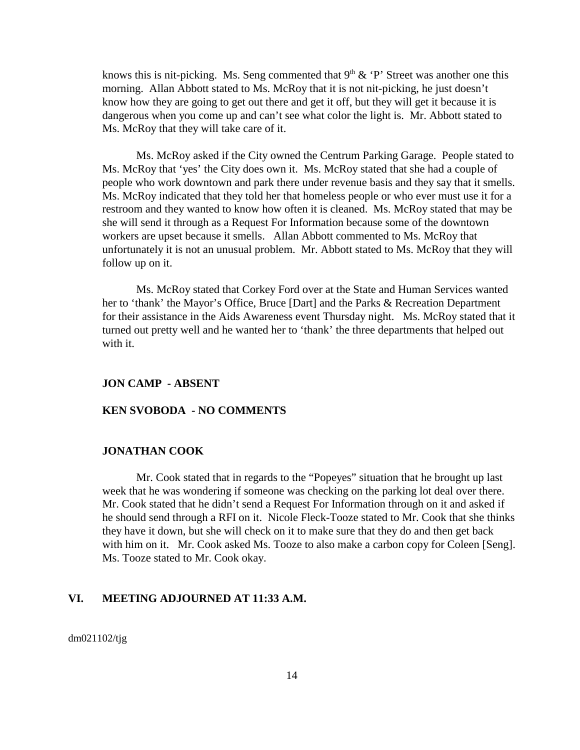knows this is nit-picking. Ms. Seng commented that 9th & 'P' Street was another one this morning. Allan Abbott stated to Ms. McRoy that it is not nit-picking, he just doesn't know how they are going to get out there and get it off, but they will get it because it is dangerous when you come up and can't see what color the light is. Mr. Abbott stated to Ms. McRoy that they will take care of it.

Ms. McRoy asked if the City owned the Centrum Parking Garage. People stated to Ms. McRoy that 'yes' the City does own it. Ms. McRoy stated that she had a couple of people who work downtown and park there under revenue basis and they say that it smells. Ms. McRoy indicated that they told her that homeless people or who ever must use it for a restroom and they wanted to know how often it is cleaned. Ms. McRoy stated that may be she will send it through as a Request For Information because some of the downtown workers are upset because it smells. Allan Abbott commented to Ms. McRoy that unfortunately it is not an unusual problem. Mr. Abbott stated to Ms. McRoy that they will follow up on it.

Ms. McRoy stated that Corkey Ford over at the State and Human Services wanted her to 'thank' the Mayor's Office, Bruce [Dart] and the Parks & Recreation Department for their assistance in the Aids Awareness event Thursday night. Ms. McRoy stated that it turned out pretty well and he wanted her to 'thank' the three departments that helped out with it.

**JON CAMP - ABSENT**

**KEN SVOBODA - NO COMMENTS**

**JONATHAN COOK**

Mr. Cook stated that in regards to the "Popeyes" situation that he brought up last week that he was wondering if someone was checking on the parking lot deal over there. Mr. Cook stated that he didn't send a Request For Information through on it and asked if he should send through a RFI on it. Nicole Fleck-Tooze stated to Mr. Cook that she thinks they have it down, but she will check on it to make sure that they do and then get back with him on it. Mr. Cook asked Ms. Tooze to also make a carbon copy for Coleen [Seng]. Ms. Tooze stated to Mr. Cook okay.

## VI. MEETING ADJOURNED AT 11:33 A.M.

dm021102/tjg